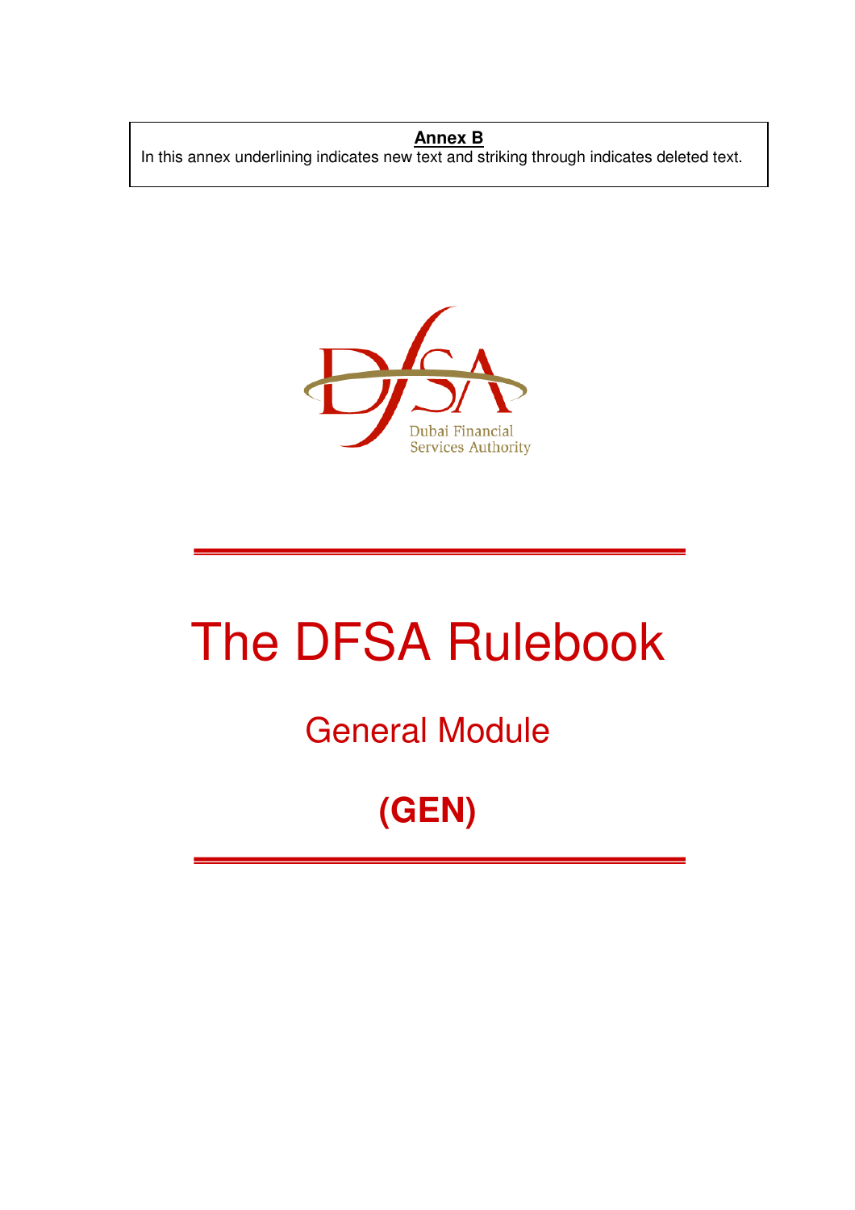**Annex B**

In this annex underlining indicates new text and striking through indicates deleted text.

Dubai Financial Services Authority

# The DFSA Rulebook

## General Module

## (GEN)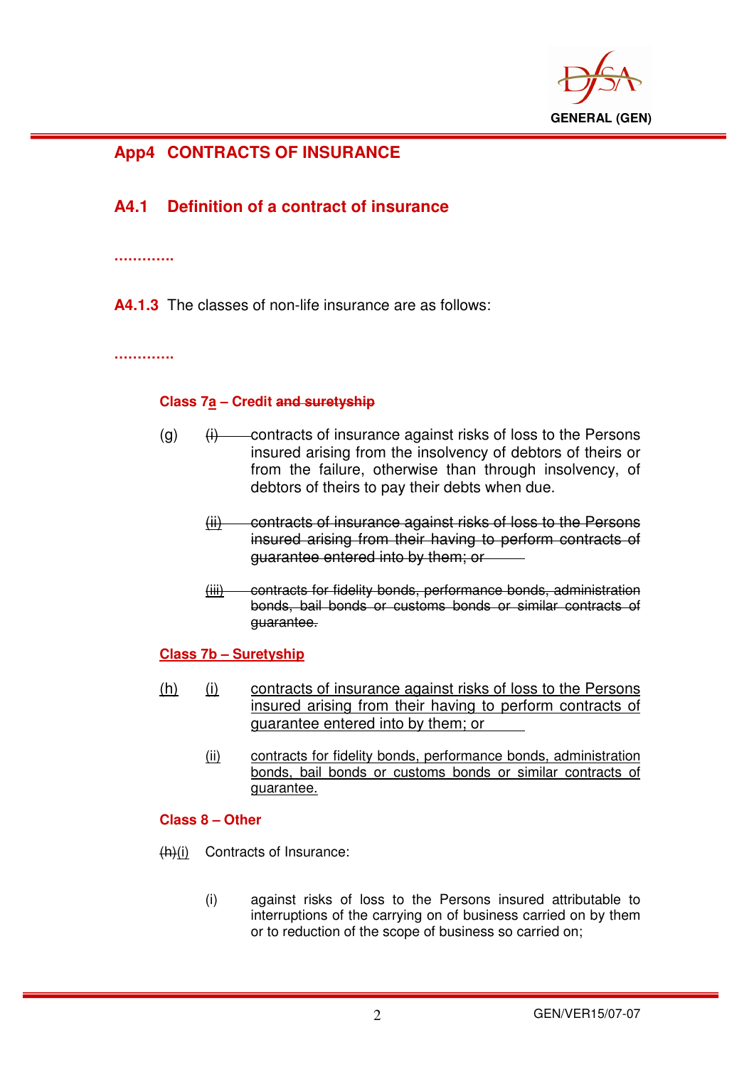## App4 CONTRACTS OF INSURANCE

### A4.1 Definition of a contract of insurance

………….

**A4.1.3** The classes of non-life insurance are as follows:

………….

**Class 7a – Credit ~~and suretyship~~**

(g) ~~(i)~~ contracts of insurance against risks of loss to the Persons insured arising from the insolvency of debtors of theirs or from the failure, otherwise than through insolvency, of debtors of theirs to pay their debts when due.

~~(ii) contracts of insurance against risks of loss to the Persons insured arising from their having to perform contracts of guarantee entered into by them; or~~

~~(iii) contracts for fidelity bonds, performance bonds, administration bonds, bail bonds or customs bonds or similar contracts of guarantee.~~

**Class 7b – Suretyship**

(h) (i) contracts of insurance against risks of loss to the Persons insured arising from their having to perform contracts of guarantee entered into by them; or

(ii) contracts for fidelity bonds, performance bonds, administration bonds, bail bonds or customs bonds or similar contracts of guarantee.

**Class 8 – Other**

~~(h)~~(i) Contracts of Insurance:

(i) against risks of loss to the Persons insured attributable to interruptions of the carrying on of business carried on by them or to reduction of the scope of business so carried on;